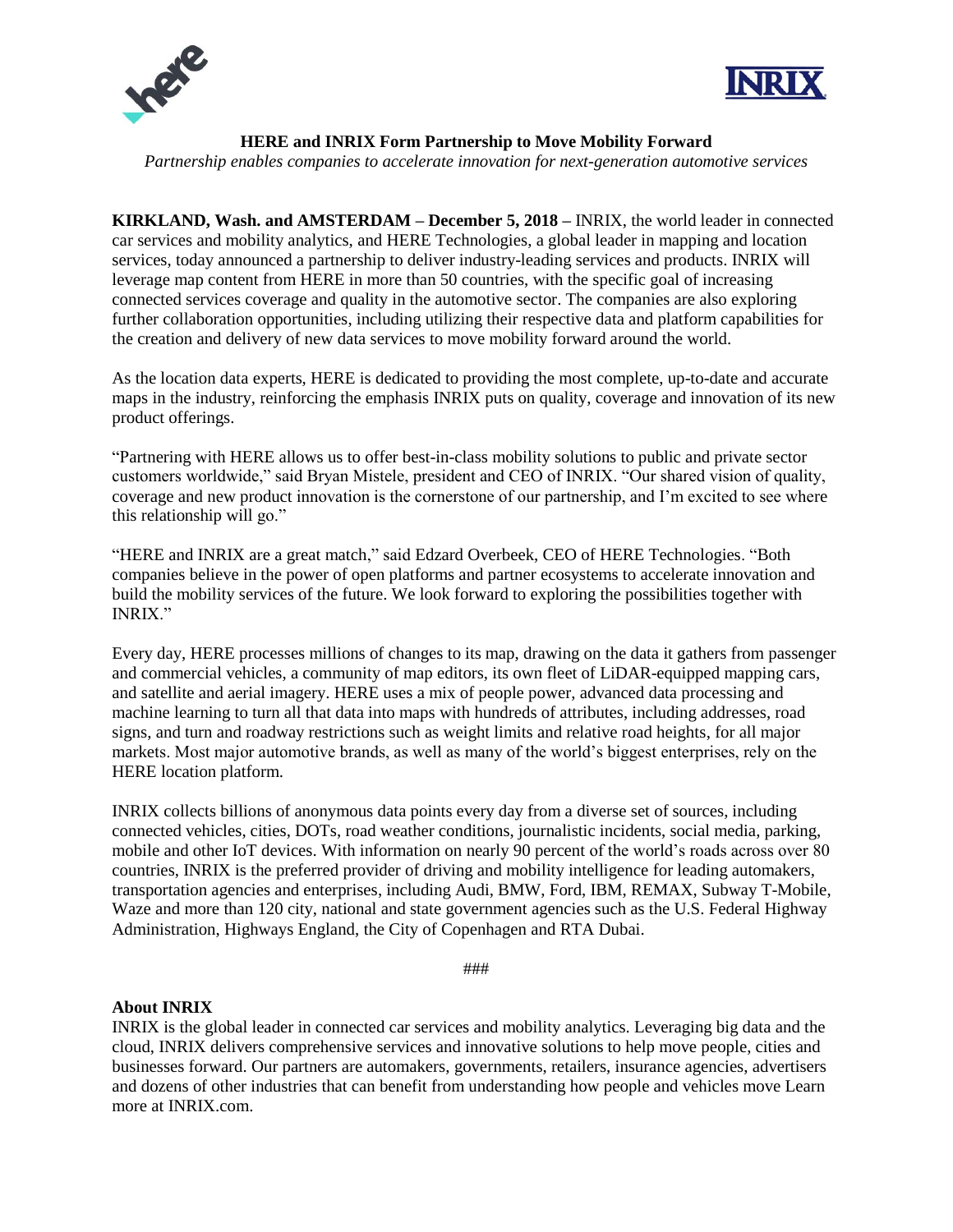# HERE and INRIX Form Partnership to Move Mobility Forward

*Partnership enables companies to accelerate innovation for next-generation automotive services*

**KIRKLAND, Wash. and AMSTERDAM – December 5, 2018 –** INRIX, the world leader in connected car services and mobility analytics, and HERE Technologies, a global leader in mapping and location services, today announced a partnership to deliver industry-leading services and products. INRIX will leverage map content from HERE in more than 50 countries, with the specific goal of increasing connected services coverage and quality in the automotive sector. The companies are also exploring further collaboration opportunities, including utilizing their respective data and platform capabilities for the creation and delivery of new data services to move mobility forward around the world.

As the location data experts, HERE is dedicated to providing the most complete, up-to-date and accurate maps in the industry, reinforcing the emphasis INRIX puts on quality, coverage and innovation of its new product offerings.

"Partnering with HERE allows us to offer best-in-class mobility solutions to public and private sector customers worldwide," said Bryan Mistele, president and CEO of INRIX. "Our shared vision of quality, coverage and new product innovation is the cornerstone of our partnership, and I'm excited to see where this relationship will go."

"HERE and INRIX are a great match," said Edzard Overbeek, CEO of HERE Technologies. "Both companies believe in the power of open platforms and partner ecosystems to accelerate innovation and build the mobility services of the future. We look forward to exploring the possibilities together with INRIX."

Every day, HERE processes millions of changes to its map, drawing on the data it gathers from passenger and commercial vehicles, a community of map editors, its own fleet of LiDAR-equipped mapping cars, and satellite and aerial imagery. HERE uses a mix of people power, advanced data processing and machine learning to turn all that data into maps with hundreds of attributes, including addresses, road signs, and turn and roadway restrictions such as weight limits and relative road heights, for all major markets. Most major automotive brands, as well as many of the world's biggest enterprises, rely on the HERE location platform.

INRIX collects billions of anonymous data points every day from a diverse set of sources, including connected vehicles, cities, DOTs, road weather conditions, journalistic incidents, social media, parking, mobile and other IoT devices. With information on nearly 90 percent of the world's roads across over 80 countries, INRIX is the preferred provider of driving and mobility intelligence for leading automakers, transportation agencies and enterprises, including Audi, BMW, Ford, IBM, REMAX, Subway T-Mobile, Waze and more than 120 city, national and state government agencies such as the U.S. Federal Highway Administration, Highways England, the City of Copenhagen and RTA Dubai.

###

**About INRIX**

INRIX is the global leader in connected car services and mobility analytics. Leveraging big data and the cloud, INRIX delivers comprehensive services and innovative solutions to help move people, cities and businesses forward. Our partners are automakers, governments, retailers, insurance agencies, advertisers and dozens of other industries that can benefit from understanding how people and vehicles move Learn more at INRIX.com.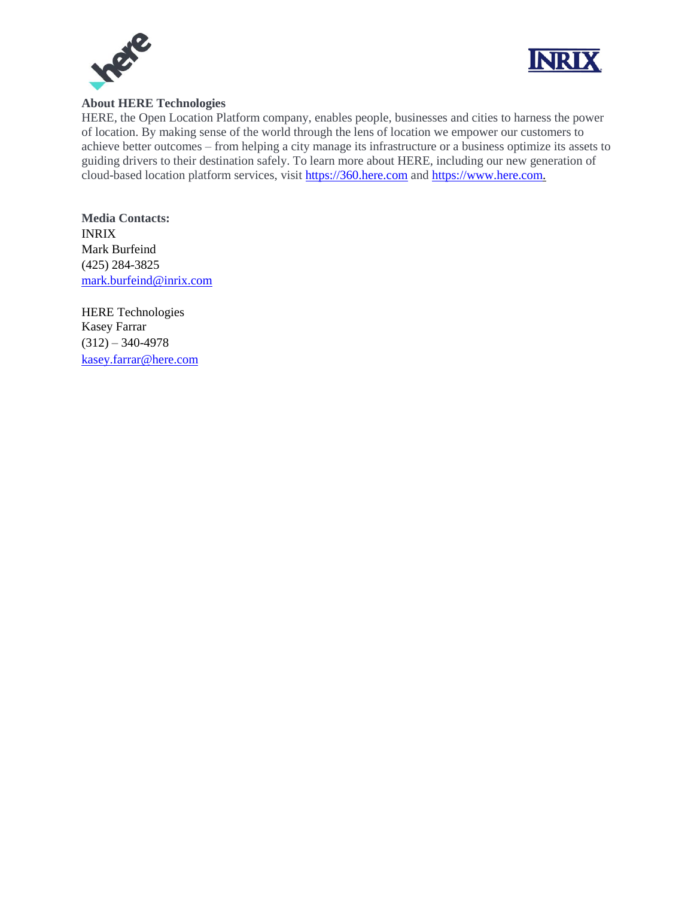**About HERE Technologies**

HERE, the Open Location Platform company, enables people, businesses and cities to harness the power of location. By making sense of the world through the lens of location we empower our customers to achieve better outcomes – from helping a city manage its infrastructure or a business optimize its assets to guiding drivers to their destination safely. To learn more about HERE, including our new generation of cloud-based location platform services, visit https://360.here.com and https://www.here.com.

**Media Contacts:**

INRIX
Mark Burfeind
(425) 284-3825
mark.burfeind@inrix.com

HERE Technologies
Kasey Farrar
(312) – 340-4978
kasey.farrar@here.com